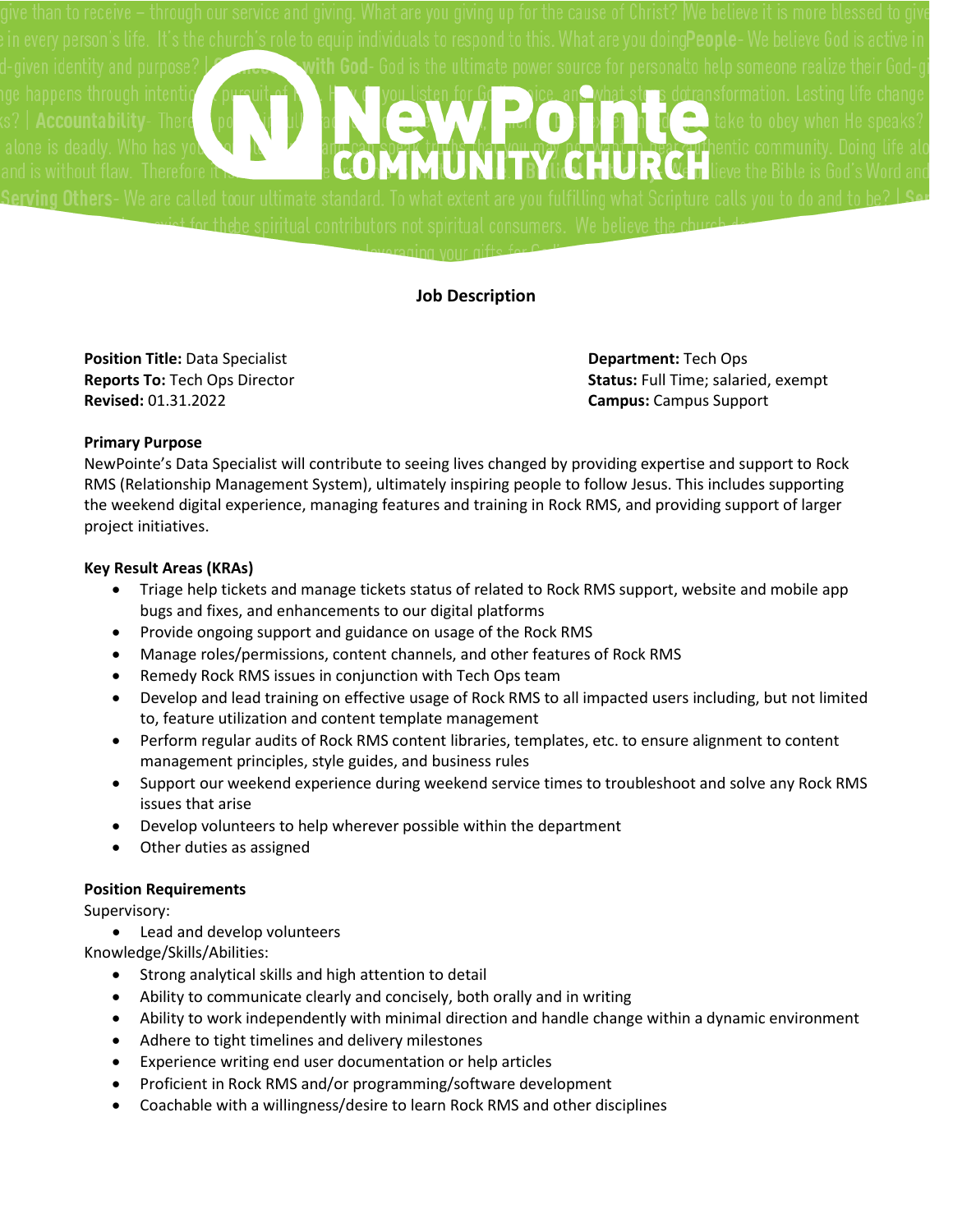## Job Description

**Position Title:** Data Specialist
**Reports To:** Tech Ops Director
**Revised:** 01.31.2022

**Department:** Tech Ops
**Status:** Full Time; salaried, exempt
**Campus:** Campus Support

**Primary Purpose**

NewPointe's Data Specialist will contribute to seeing lives changed by providing expertise and support to Rock RMS (Relationship Management System), ultimately inspiring people to follow Jesus. This includes supporting the weekend digital experience, managing features and training in Rock RMS, and providing support of larger project initiatives.

**Key Result Areas (KRAs)**

- Triage help tickets and manage tickets status of related to Rock RMS support, website and mobile app bugs and fixes, and enhancements to our digital platforms
- Provide ongoing support and guidance on usage of the Rock RMS
- Manage roles/permissions, content channels, and other features of Rock RMS
- Remedy Rock RMS issues in conjunction with Tech Ops team
- Develop and lead training on effective usage of Rock RMS to all impacted users including, but not limited to, feature utilization and content template management
- Perform regular audits of Rock RMS content libraries, templates, etc. to ensure alignment to content management principles, style guides, and business rules
- Support our weekend experience during weekend service times to troubleshoot and solve any Rock RMS issues that arise
- Develop volunteers to help wherever possible within the department
- Other duties as assigned

**Position Requirements**

Supervisory:

- Lead and develop volunteers

Knowledge/Skills/Abilities:

- Strong analytical skills and high attention to detail
- Ability to communicate clearly and concisely, both orally and in writing
- Ability to work independently with minimal direction and handle change within a dynamic environment
- Adhere to tight timelines and delivery milestones
- Experience writing end user documentation or help articles
- Proficient in Rock RMS and/or programming/software development
- Coachable with a willingness/desire to learn Rock RMS and other disciplines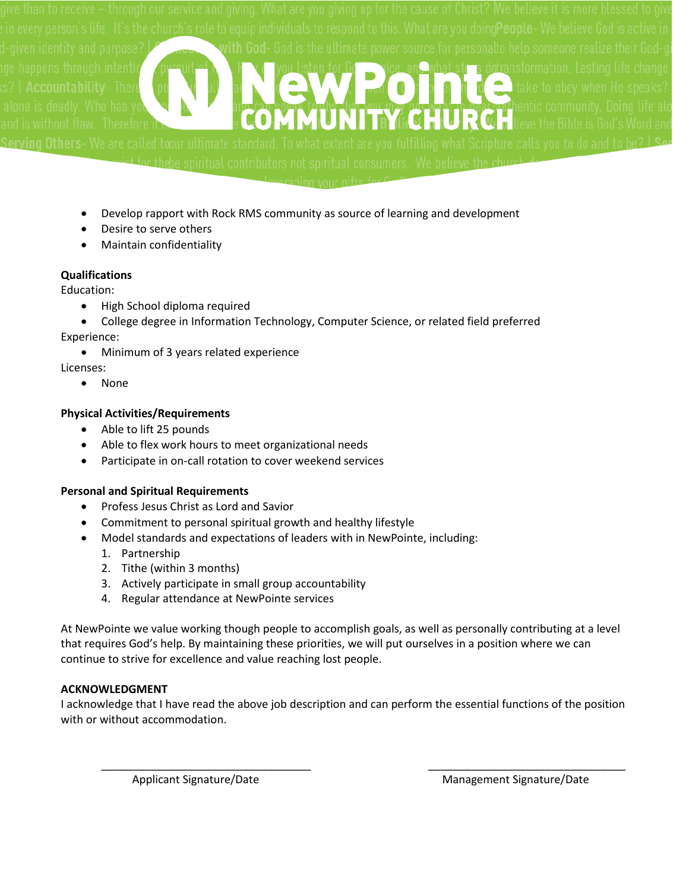- Develop rapport with Rock RMS community as source of learning and development
- Desire to serve others
- Maintain confidentiality

**Qualifications**

Education:

- High School diploma required
- College degree in Information Technology, Computer Science, or related field preferred

Experience:

- Minimum of 3 years related experience

Licenses:

- None

**Physical Activities/Requirements**

- Able to lift 25 pounds
- Able to flex work hours to meet organizational needs
- Participate in on-call rotation to cover weekend services

**Personal and Spiritual Requirements**

- Profess Jesus Christ as Lord and Savior
- Commitment to personal spiritual growth and healthy lifestyle
- Model standards and expectations of leaders with in NewPointe, including:
  1. Partnership
  2. Tithe (within 3 months)
  3. Actively participate in small group accountability
  4. Regular attendance at NewPointe services

At NewPointe we value working though people to accomplish goals, as well as personally contributing at a level that requires God's help. By maintaining these priorities, we will put ourselves in a position where we can continue to strive for excellence and value reaching lost people.

**ACKNOWLEDGMENT**

I acknowledge that I have read the above job description and can perform the essential functions of the position with or without accommodation.

\_\_\_\_\_\_\_\_\_\_\_\_\_\_\_\_\_\_\_\_\_\_\_\_\_\_\_\_\_\_\_\_\_\_ Applicant Signature/Date

\_\_\_\_\_\_\_\_\_\_\_\_\_\_\_\_\_\_\_\_\_\_\_\_\_\_\_\_\_\_\_\_\_\_ Management Signature/Date